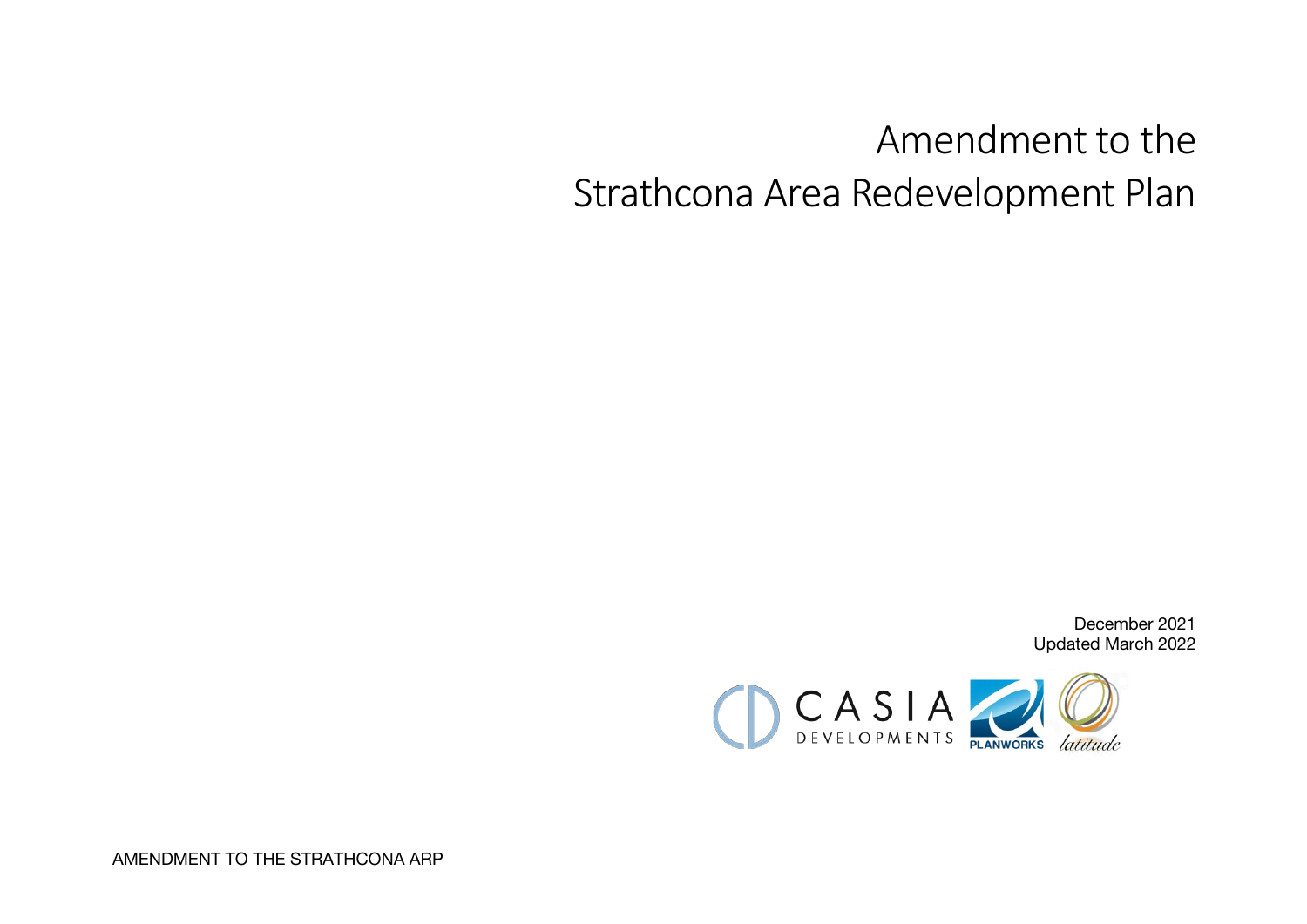# Amendment to the Strathcona Area Redevelopment Plan

December 2021
Updated March 2022

CASIA DEVELOPMENTS

PLANWORKS

latitude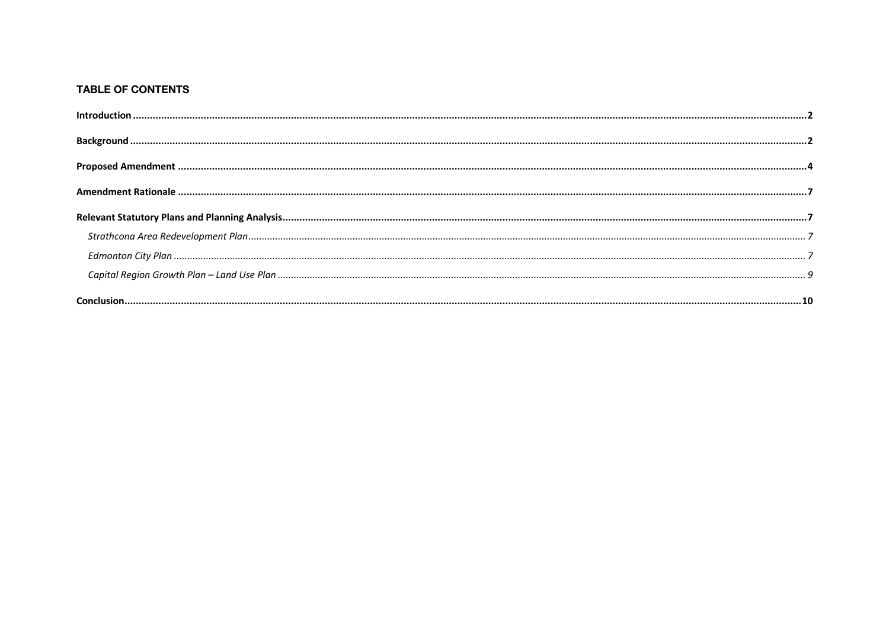### TABLE OF CONTENTS

**Introduction** ........................................................................................................ **2**

**Background** ........................................................................................................ **2**

**Proposed Amendment** ........................................................................................................ **4**

**Amendment Rationale** ........................................................................................................ **7**

**Relevant Statutory Plans and Planning Analysis** ........................................................................................................ **7**

*Strathcona Area Redevelopment Plan* ........................................................................................................ *7*

*Edmonton City Plan* ........................................................................................................ *7*

*Capital Region Growth Plan – Land Use Plan* ........................................................................................................ *9*

**Conclusion** ........................................................................................................ **10**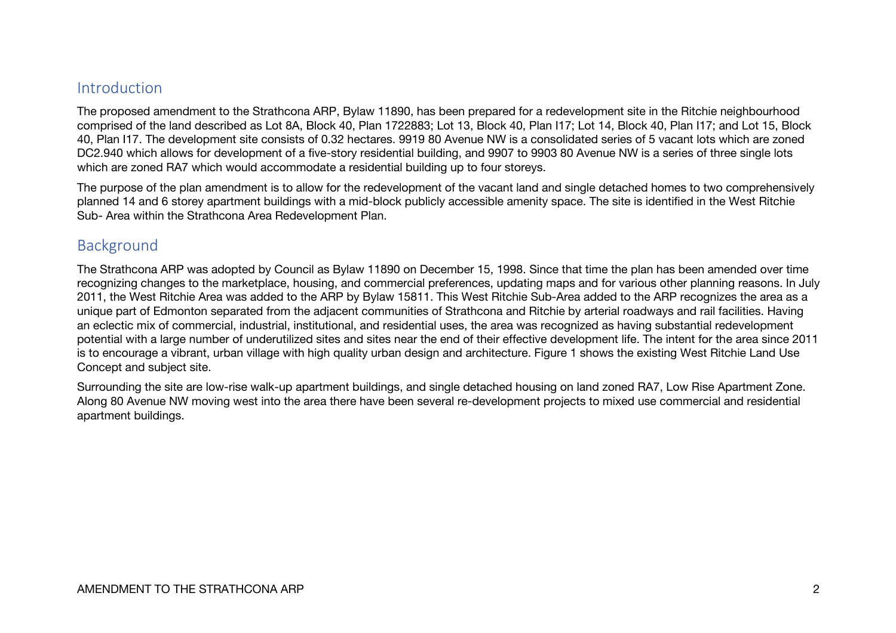## Introduction

The proposed amendment to the Strathcona ARP, Bylaw 11890, has been prepared for a redevelopment site in the Ritchie neighbourhood comprised of the land described as Lot 8A, Block 40, Plan 1722883; Lot 13, Block 40, Plan I17; Lot 14, Block 40, Plan I17; and Lot 15, Block 40, Plan I17. The development site consists of 0.32 hectares. 9919 80 Avenue NW is a consolidated series of 5 vacant lots which are zoned DC2.940 which allows for development of a five-story residential building, and 9907 to 9903 80 Avenue NW is a series of three single lots which are zoned RA7 which would accommodate a residential building up to four storeys.

The purpose of the plan amendment is to allow for the redevelopment of the vacant land and single detached homes to two comprehensively planned 14 and 6 storey apartment buildings with a mid-block publicly accessible amenity space. The site is identified in the West Ritchie Sub- Area within the Strathcona Area Redevelopment Plan.

## Background

The Strathcona ARP was adopted by Council as Bylaw 11890 on December 15, 1998. Since that time the plan has been amended over time recognizing changes to the marketplace, housing, and commercial preferences, updating maps and for various other planning reasons. In July 2011, the West Ritchie Area was added to the ARP by Bylaw 15811. This West Ritchie Sub-Area added to the ARP recognizes the area as a unique part of Edmonton separated from the adjacent communities of Strathcona and Ritchie by arterial roadways and rail facilities. Having an eclectic mix of commercial, industrial, institutional, and residential uses, the area was recognized as having substantial redevelopment potential with a large number of underutilized sites and sites near the end of their effective development life. The intent for the area since 2011 is to encourage a vibrant, urban village with high quality urban design and architecture. Figure 1 shows the existing West Ritchie Land Use Concept and subject site.

Surrounding the site are low-rise walk-up apartment buildings, and single detached housing on land zoned RA7, Low Rise Apartment Zone. Along 80 Avenue NW moving west into the area there have been several re-development projects to mixed use commercial and residential apartment buildings.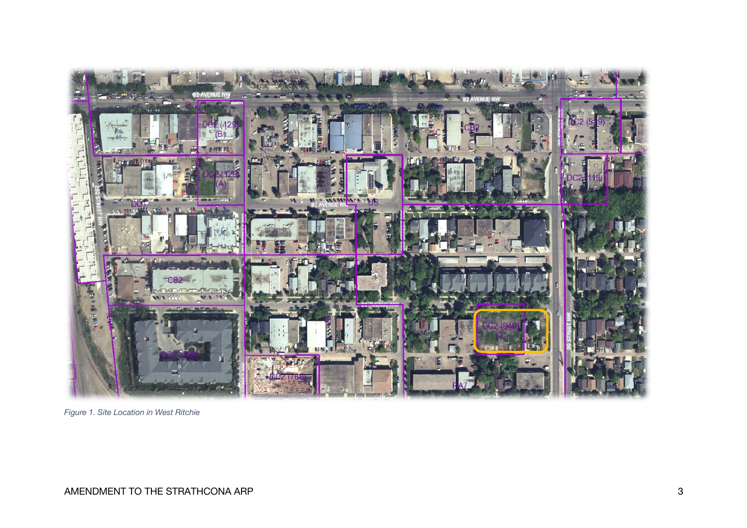*Figure 1. Site Location in West Ritchie*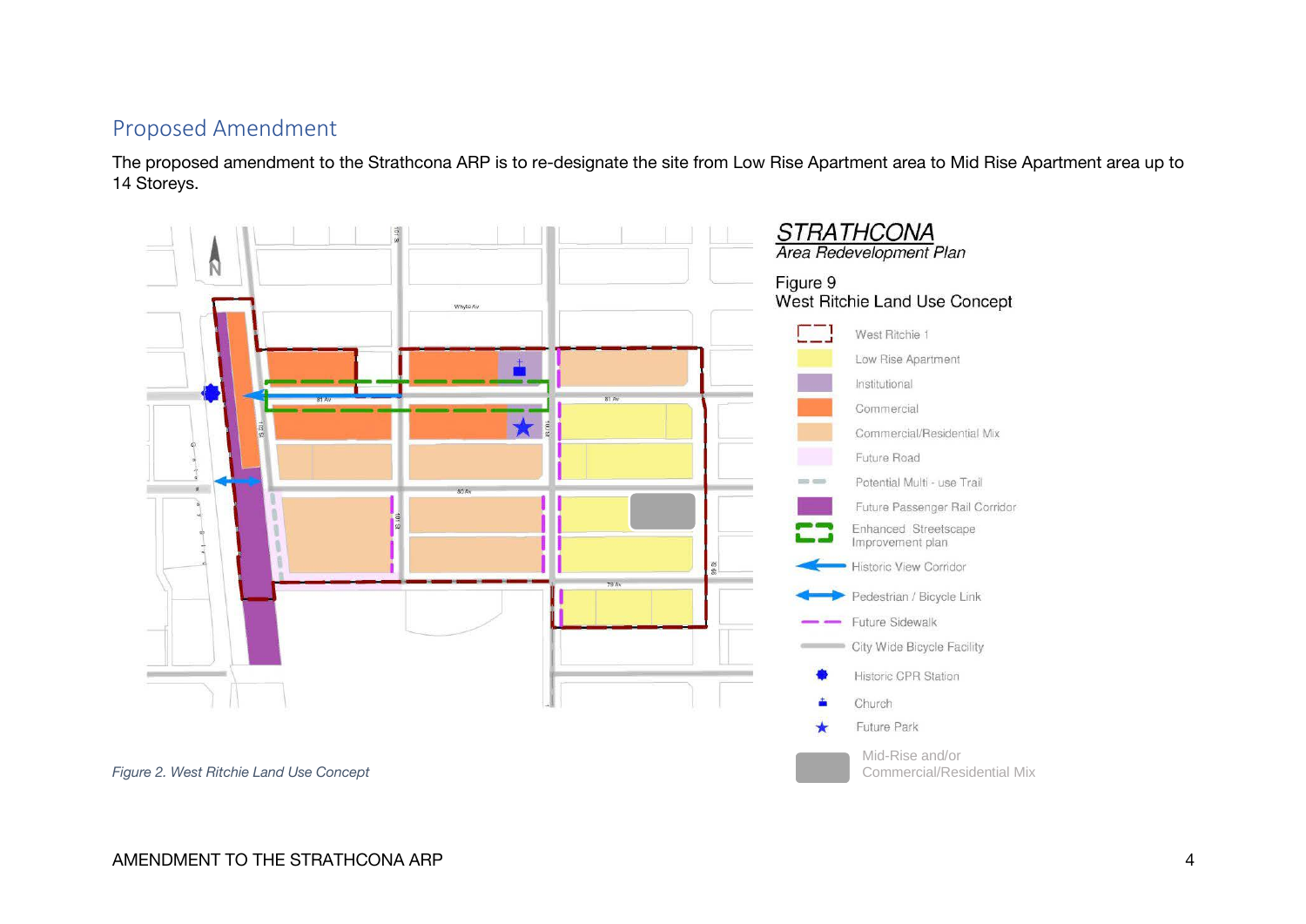## Proposed Amendment

The proposed amendment to the Strathcona ARP is to re-designate the site from Low Rise Apartment area to Mid Rise Apartment area up to 14 Storeys.

*Figure 2. West Ritchie Land Use Concept*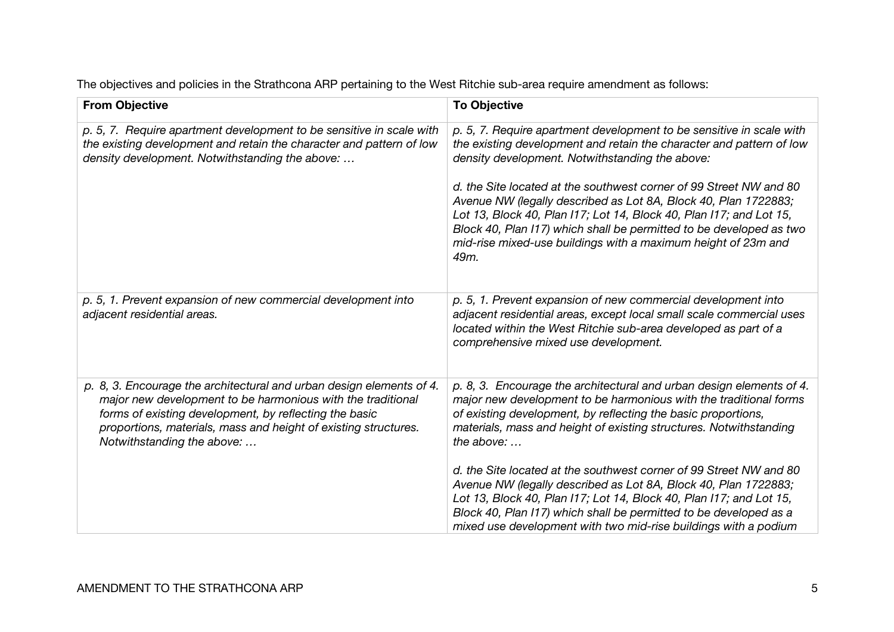The objectives and policies in the Strathcona ARP pertaining to the West Ritchie sub-area require amendment as follows:

| **From Objective** | **To Objective** |
| --- | --- |
| *p. 5, 7. Require apartment development to be sensitive in scale with the existing development and retain the character and pattern of low density development. Notwithstanding the above: …* | *p. 5, 7. Require apartment development to be sensitive in scale with the existing development and retain the character and pattern of low density development. Notwithstanding the above:*<br><br>*d. the Site located at the southwest corner of 99 Street NW and 80 Avenue NW (legally described as Lot 8A, Block 40, Plan 1722883; Lot 13, Block 40, Plan I17; Lot 14, Block 40, Plan I17; and Lot 15, Block 40, Plan I17) which shall be permitted to be developed as two mid-rise mixed-use buildings with a maximum height of 23m and 49m.* |
| *p. 5, 1. Prevent expansion of new commercial development into adjacent residential areas.* | *p. 5, 1. Prevent expansion of new commercial development into adjacent residential areas, except local small scale commercial uses located within the West Ritchie sub-area developed as part of a comprehensive mixed use development.* |
| *p. 8, 3. Encourage the architectural and urban design elements of 4. major new development to be harmonious with the traditional forms of existing development, by reflecting the basic proportions, materials, mass and height of existing structures. Notwithstanding the above: …* | *p. 8, 3. Encourage the architectural and urban design elements of 4. major new development to be harmonious with the traditional forms of existing development, by reflecting the basic proportions, materials, mass and height of existing structures. Notwithstanding the above: …*<br><br>*d. the Site located at the southwest corner of 99 Street NW and 80 Avenue NW (legally described as Lot 8A, Block 40, Plan 1722883; Lot 13, Block 40, Plan I17; Lot 14, Block 40, Plan I17; and Lot 15, Block 40, Plan I17) which shall be permitted to be developed as a mixed use development with two mid-rise buildings with a podium* |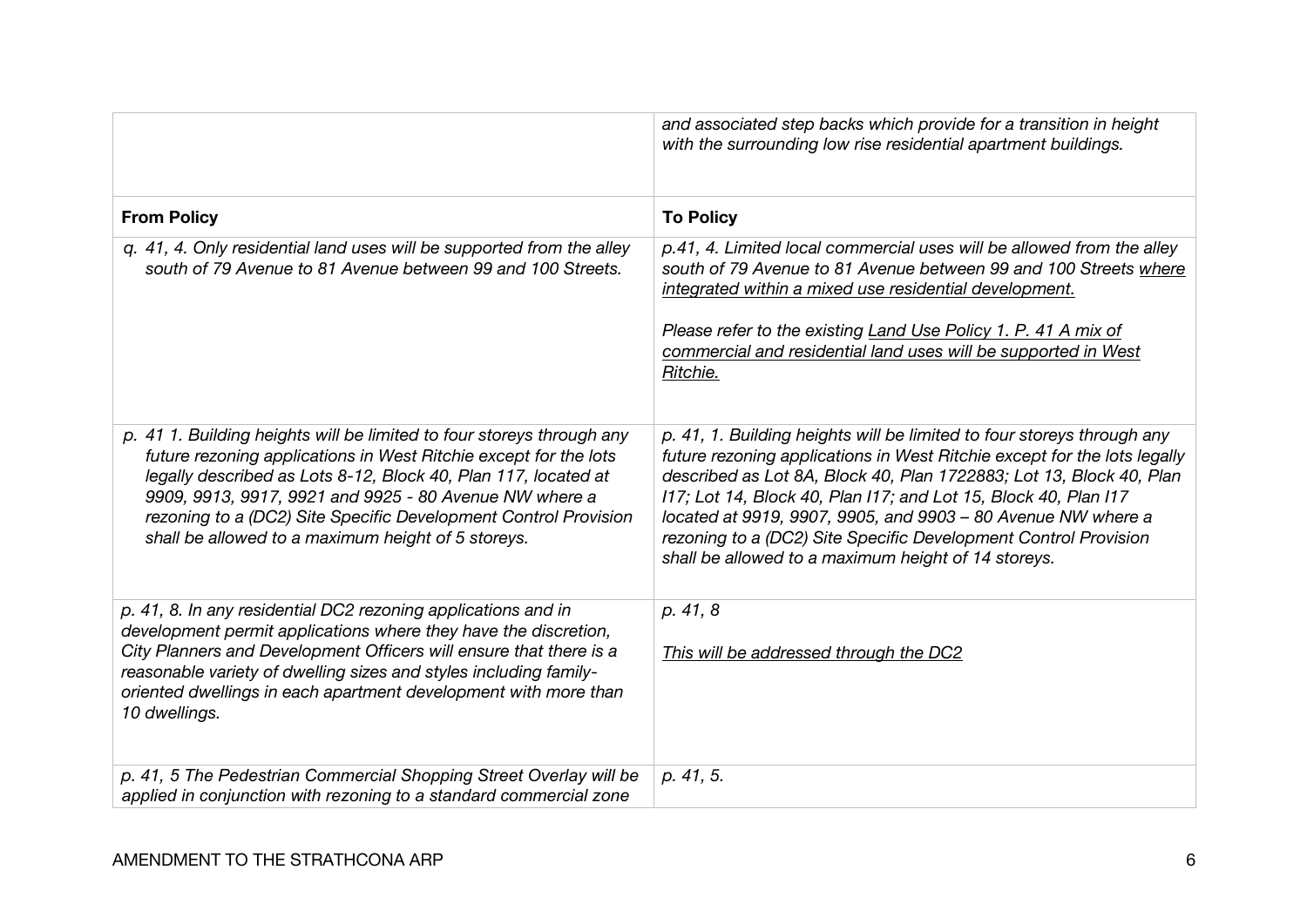| | |
|---|---|
| | *and associated step backs which provide for a transition in height with the surrounding low rise residential apartment buildings.* |
| **From Policy** | **To Policy** |
| *q. 41, 4. Only residential land uses will be supported from the alley south of 79 Avenue to 81 Avenue between 99 and 100 Streets.* | *p.41, 4. Limited local commercial uses will be allowed from the alley south of 79 Avenue to 81 Avenue between 99 and 100 Streets <u>where integrated within a mixed use residential development.</u>*<br><br>*Please refer to the existing <u>Land Use Policy 1. P. 41 A mix of commercial and residential land uses will be supported in West Ritchie.</u>* |
| *p. 41 1. Building heights will be limited to four storeys through any future rezoning applications in West Ritchie except for the lots legally described as Lots 8-12, Block 40, Plan 117, located at 9909, 9913, 9917, 9921 and 9925 - 80 Avenue NW where a rezoning to a (DC2) Site Specific Development Control Provision shall be allowed to a maximum height of 5 storeys.* | *p. 41, 1. Building heights will be limited to four storeys through any future rezoning applications in West Ritchie except for the lots legally described as Lot 8A, Block 40, Plan 1722883; Lot 13, Block 40, Plan I17; Lot 14, Block 40, Plan I17; and Lot 15, Block 40, Plan I17 located at 9919, 9907, 9905, and 9903 – 80 Avenue NW where a rezoning to a (DC2) Site Specific Development Control Provision shall be allowed to a maximum height of 14 storeys.* |
| *p. 41, 8. In any residential DC2 rezoning applications and in development permit applications where they have the discretion, City Planners and Development Officers will ensure that there is a reasonable variety of dwelling sizes and styles including family-oriented dwellings in each apartment development with more than 10 dwellings.* | *p. 41, 8*<br><br>*<u>This will be addressed through the DC2</u>* |
| *p. 41, 5 The Pedestrian Commercial Shopping Street Overlay will be applied in conjunction with rezoning to a standard commercial zone* | *p. 41, 5.* |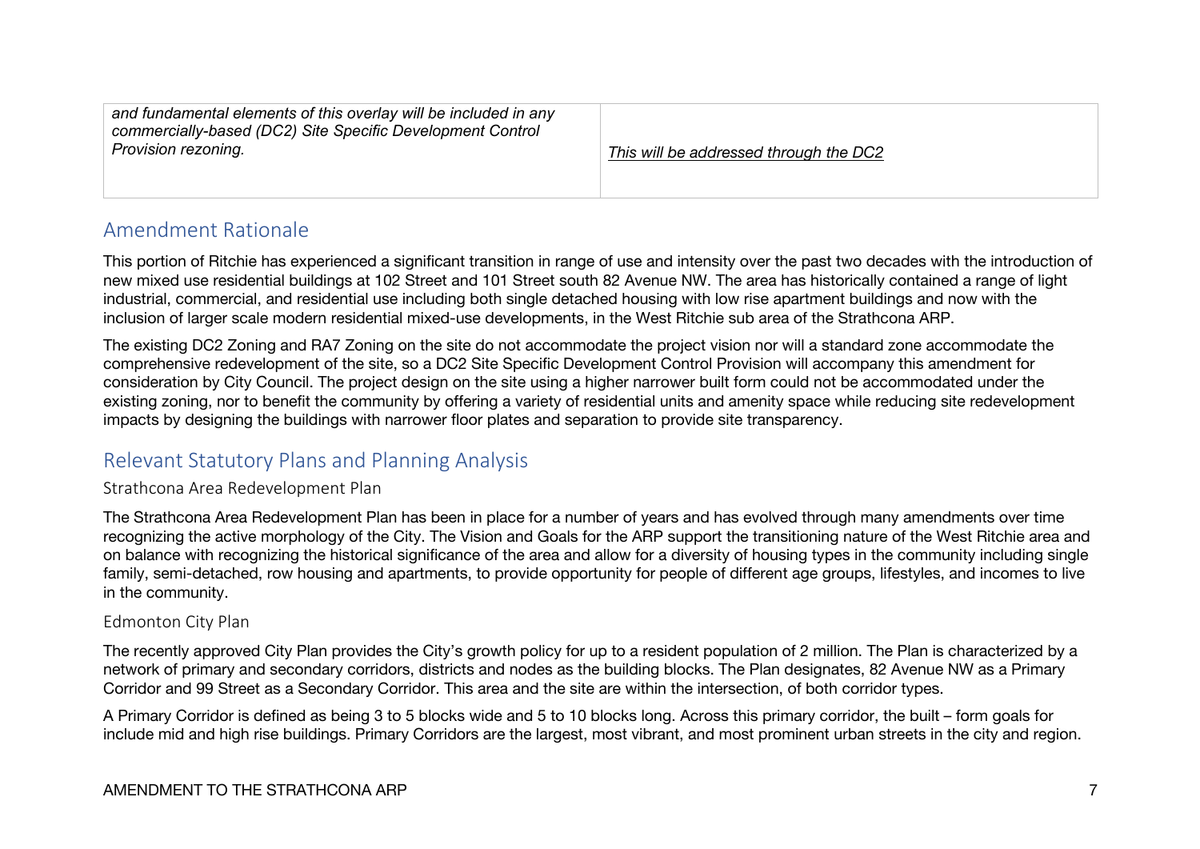| | |
|---|---|
| *and fundamental elements of this overlay will be included in any commercially-based (DC2) Site Specific Development Control Provision rezoning.* | <u>*This will be addressed through the DC2*</u> |

## Amendment Rationale

This portion of Ritchie has experienced a significant transition in range of use and intensity over the past two decades with the introduction of new mixed use residential buildings at 102 Street and 101 Street south 82 Avenue NW. The area has historically contained a range of light industrial, commercial, and residential use including both single detached housing with low rise apartment buildings and now with the inclusion of larger scale modern residential mixed-use developments, in the West Ritchie sub area of the Strathcona ARP.

The existing DC2 Zoning and RA7 Zoning on the site do not accommodate the project vision nor will a standard zone accommodate the comprehensive redevelopment of the site, so a DC2 Site Specific Development Control Provision will accompany this amendment for consideration by City Council. The project design on the site using a higher narrower built form could not be accommodated under the existing zoning, nor to benefit the community by offering a variety of residential units and amenity space while reducing site redevelopment impacts by designing the buildings with narrower floor plates and separation to provide site transparency.

## Relevant Statutory Plans and Planning Analysis

### Strathcona Area Redevelopment Plan

The Strathcona Area Redevelopment Plan has been in place for a number of years and has evolved through many amendments over time recognizing the active morphology of the City. The Vision and Goals for the ARP support the transitioning nature of the West Ritchie area and on balance with recognizing the historical significance of the area and allow for a diversity of housing types in the community including single family, semi-detached, row housing and apartments, to provide opportunity for people of different age groups, lifestyles, and incomes to live in the community.

### Edmonton City Plan

The recently approved City Plan provides the City's growth policy for up to a resident population of 2 million. The Plan is characterized by a network of primary and secondary corridors, districts and nodes as the building blocks. The Plan designates, 82 Avenue NW as a Primary Corridor and 99 Street as a Secondary Corridor. This area and the site are within the intersection, of both corridor types.

A Primary Corridor is defined as being 3 to 5 blocks wide and 5 to 10 blocks long. Across this primary corridor, the built – form goals for include mid and high rise buildings. Primary Corridors are the largest, most vibrant, and most prominent urban streets in the city and region.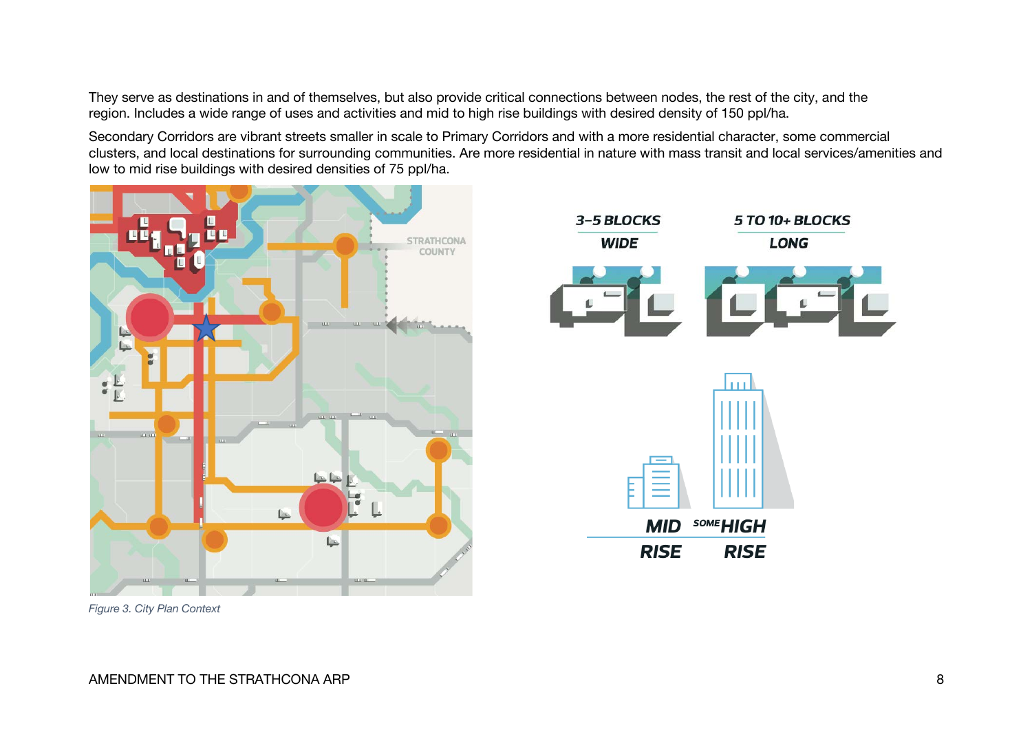They serve as destinations in and of themselves, but also provide critical connections between nodes, the rest of the city, and the region. Includes a wide range of uses and activities and mid to high rise buildings with desired density of 150 ppl/ha.

Secondary Corridors are vibrant streets smaller in scale to Primary Corridors and with a more residential character, some commercial clusters, and local destinations for surrounding communities. Are more residential in nature with mass transit and local services/amenities and low to mid rise buildings with desired densities of 75 ppl/ha.

*Figure 3. City Plan Context*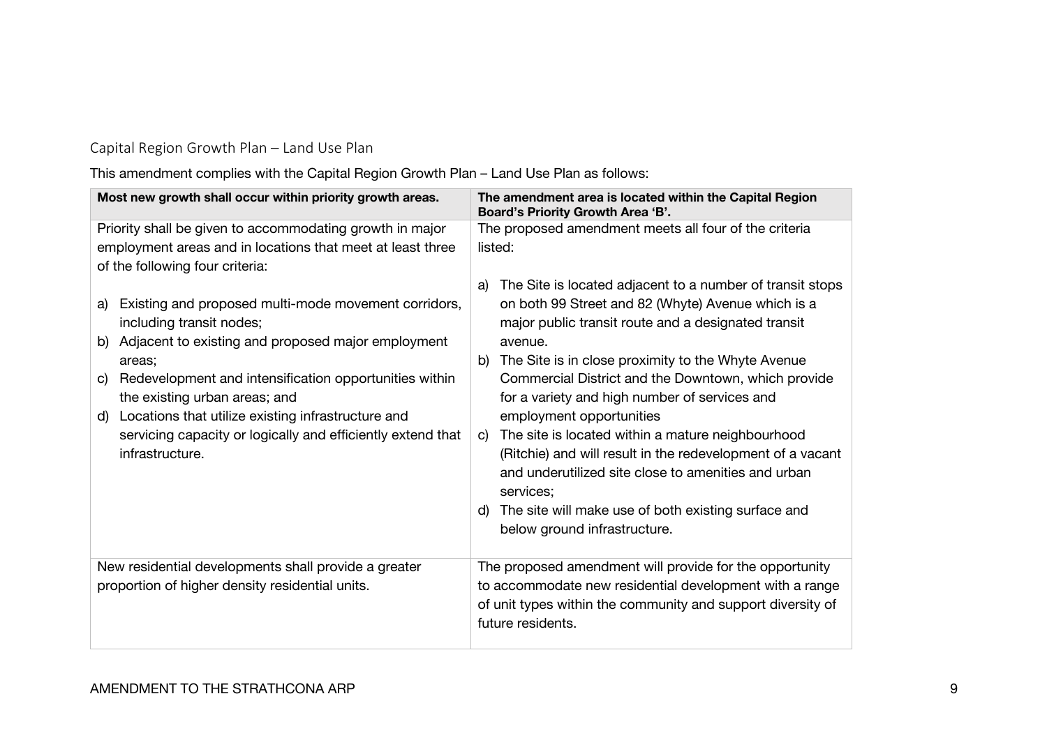## Capital Region Growth Plan – Land Use Plan

This amendment complies with the Capital Region Growth Plan – Land Use Plan as follows:

| **Most new growth shall occur within priority growth areas.** | **The amendment area is located within the Capital Region Board's Priority Growth Area 'B'.** |
|---|---|
| Priority shall be given to accommodating growth in major employment areas and in locations that meet at least three of the following four criteria:<br><br>a) Existing and proposed multi-mode movement corridors, including transit nodes;<br>b) Adjacent to existing and proposed major employment areas;<br>c) Redevelopment and intensification opportunities within the existing urban areas; and<br>d) Locations that utilize existing infrastructure and servicing capacity or logically and efficiently extend that infrastructure. | The proposed amendment meets all four of the criteria listed:<br><br>a) The Site is located adjacent to a number of transit stops on both 99 Street and 82 (Whyte) Avenue which is a major public transit route and a designated transit avenue.<br>b) The Site is in close proximity to the Whyte Avenue Commercial District and the Downtown, which provide for a variety and high number of services and employment opportunities<br>c) The site is located within a mature neighbourhood (Ritchie) and will result in the redevelopment of a vacant and underutilized site close to amenities and urban services;<br>d) The site will make use of both existing surface and below ground infrastructure. |
| New residential developments shall provide a greater proportion of higher density residential units. | The proposed amendment will provide for the opportunity to accommodate new residential development with a range of unit types within the community and support diversity of future residents. |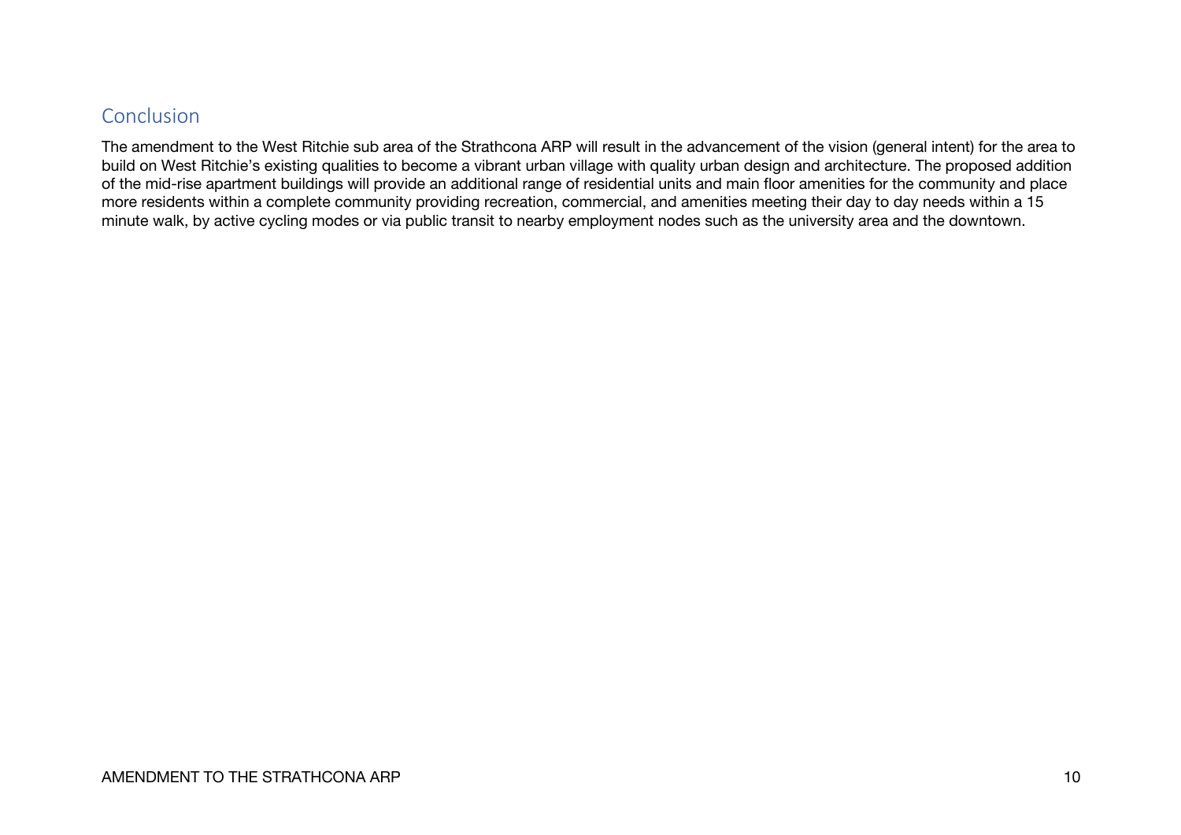## Conclusion

The amendment to the West Ritchie sub area of the Strathcona ARP will result in the advancement of the vision (general intent) for the area to build on West Ritchie's existing qualities to become a vibrant urban village with quality urban design and architecture. The proposed addition of the mid-rise apartment buildings will provide an additional range of residential units and main floor amenities for the community and place more residents within a complete community providing recreation, commercial, and amenities meeting their day to day needs within a 15 minute walk, by active cycling modes or via public transit to nearby employment nodes such as the university area and the downtown.